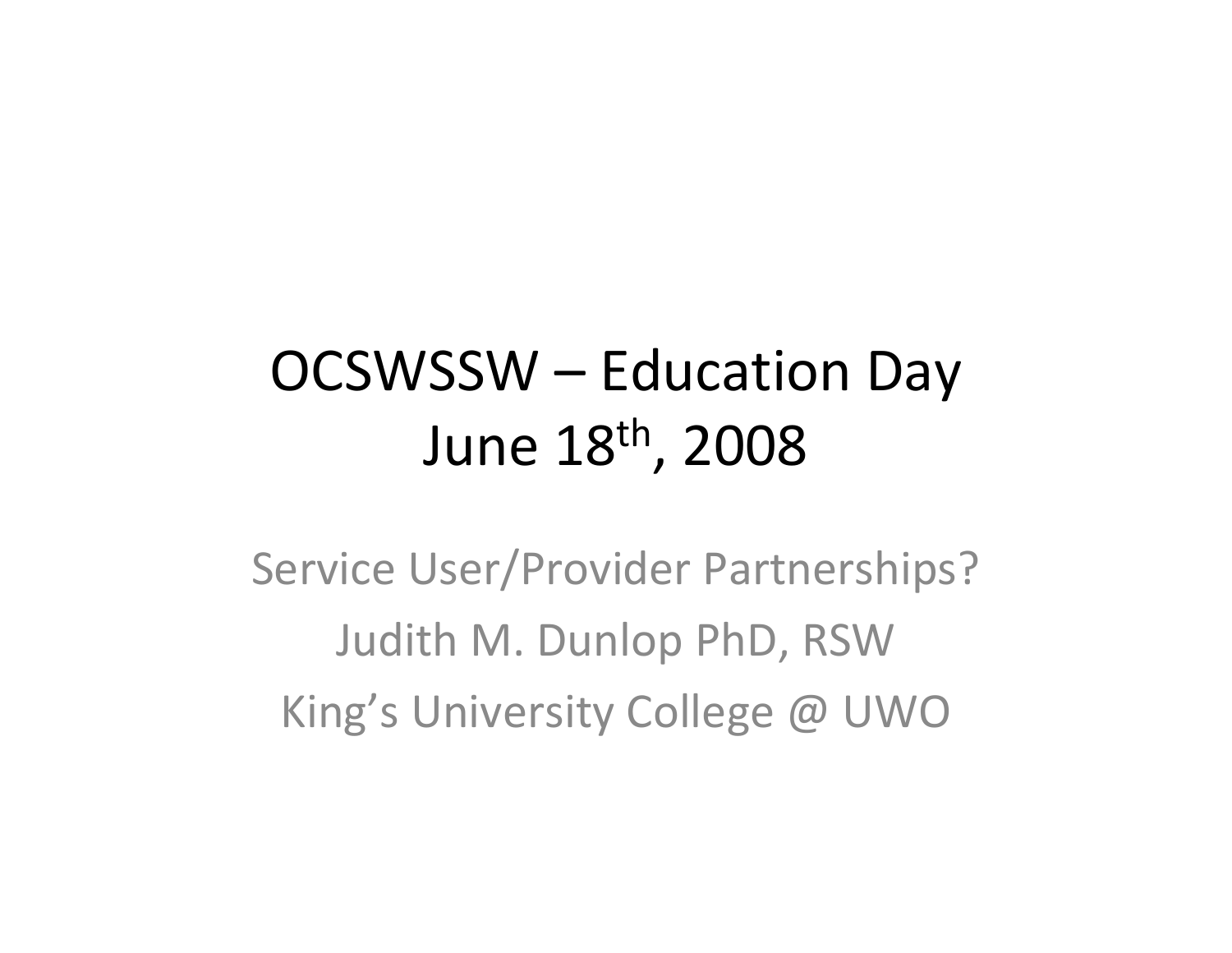# OCSWSSW – Education Day
# June 18th, 2008

Service User/Provider Partnerships?

Judith M. Dunlop PhD, RSW

King's University College @ UWO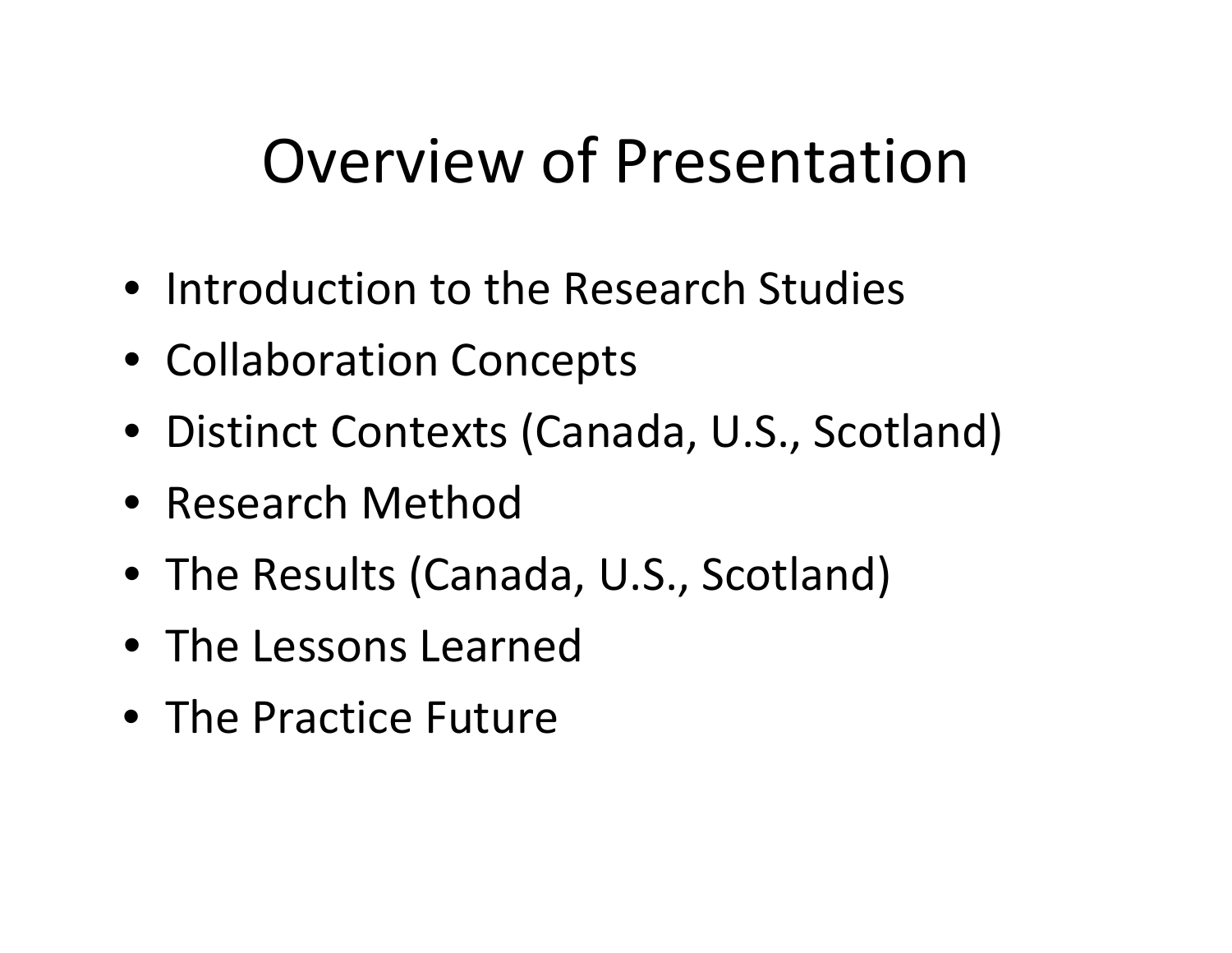# Overview of Presentation

- Introduction to the Research Studies
- Collaboration Concepts
- Distinct Contexts (Canada, U.S., Scotland)
- Research Method
- The Results (Canada, U.S., Scotland)
- The Lessons Learned
- The Practice Future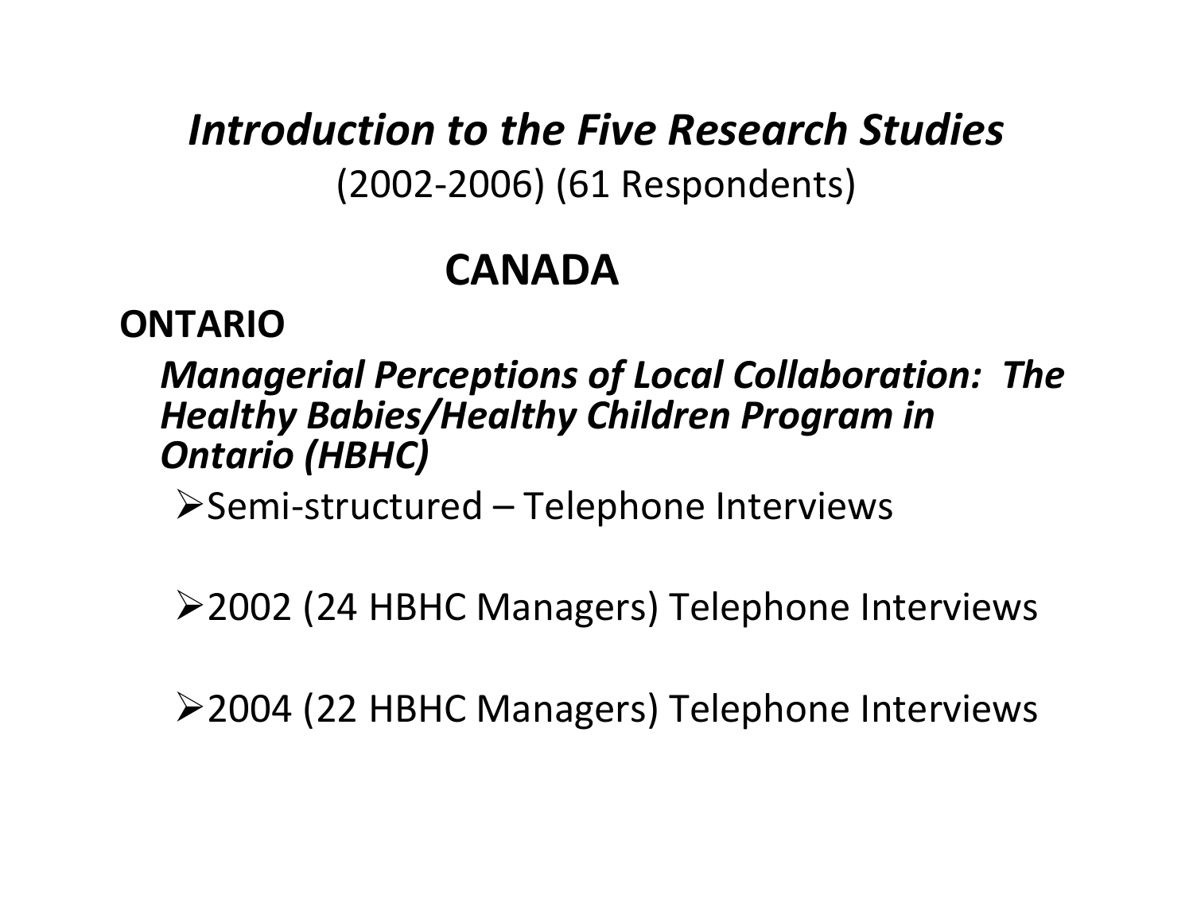# *Introduction to the Five Research Studies*

(2002-2006) (61 Respondents)

## CANADA

### ONTARIO

***Managerial Perceptions of Local Collaboration: The Healthy Babies/Healthy Children Program in Ontario (HBHC)***

- Semi-structured – Telephone Interviews
- 2002 (24 HBHC Managers) Telephone Interviews
- 2004 (22 HBHC Managers) Telephone Interviews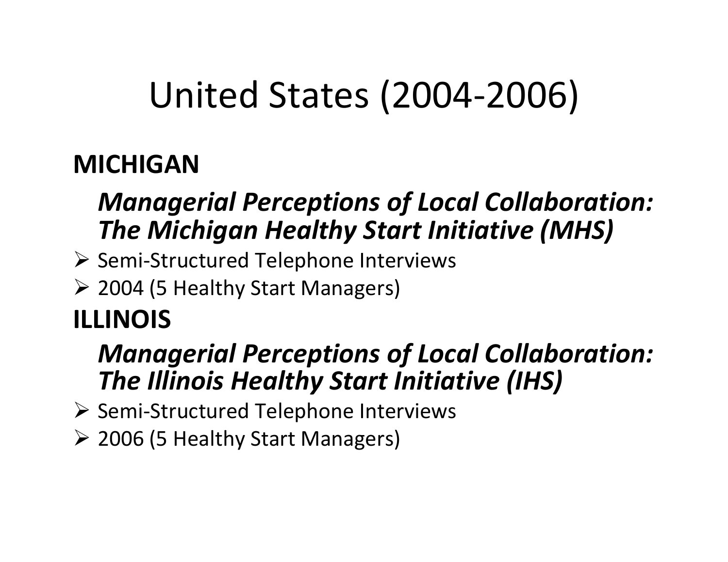# United States (2004-2006)

**MICHIGAN**

***Managerial Perceptions of Local Collaboration: The Michigan Healthy Start Initiative (MHS)***

- Semi-Structured Telephone Interviews
- 2004 (5 Healthy Start Managers)

**ILLINOIS**

***Managerial Perceptions of Local Collaboration: The Illinois Healthy Start Initiative (IHS)***

- Semi-Structured Telephone Interviews
- 2006 (5 Healthy Start Managers)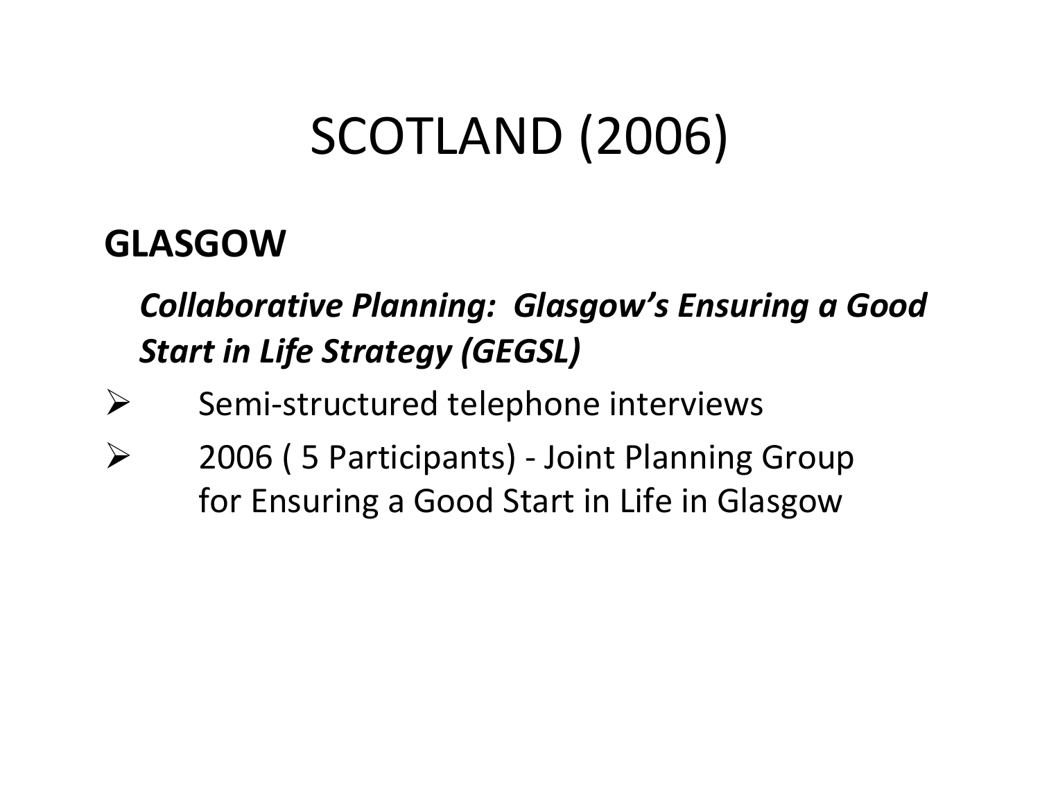# SCOTLAND (2006)

## GLASGOW

***Collaborative Planning: Glasgow's Ensuring a Good Start in Life Strategy (GEGSL)***

- Semi-structured telephone interviews
- 2006 ( 5 Participants) - Joint Planning Group for Ensuring a Good Start in Life in Glasgow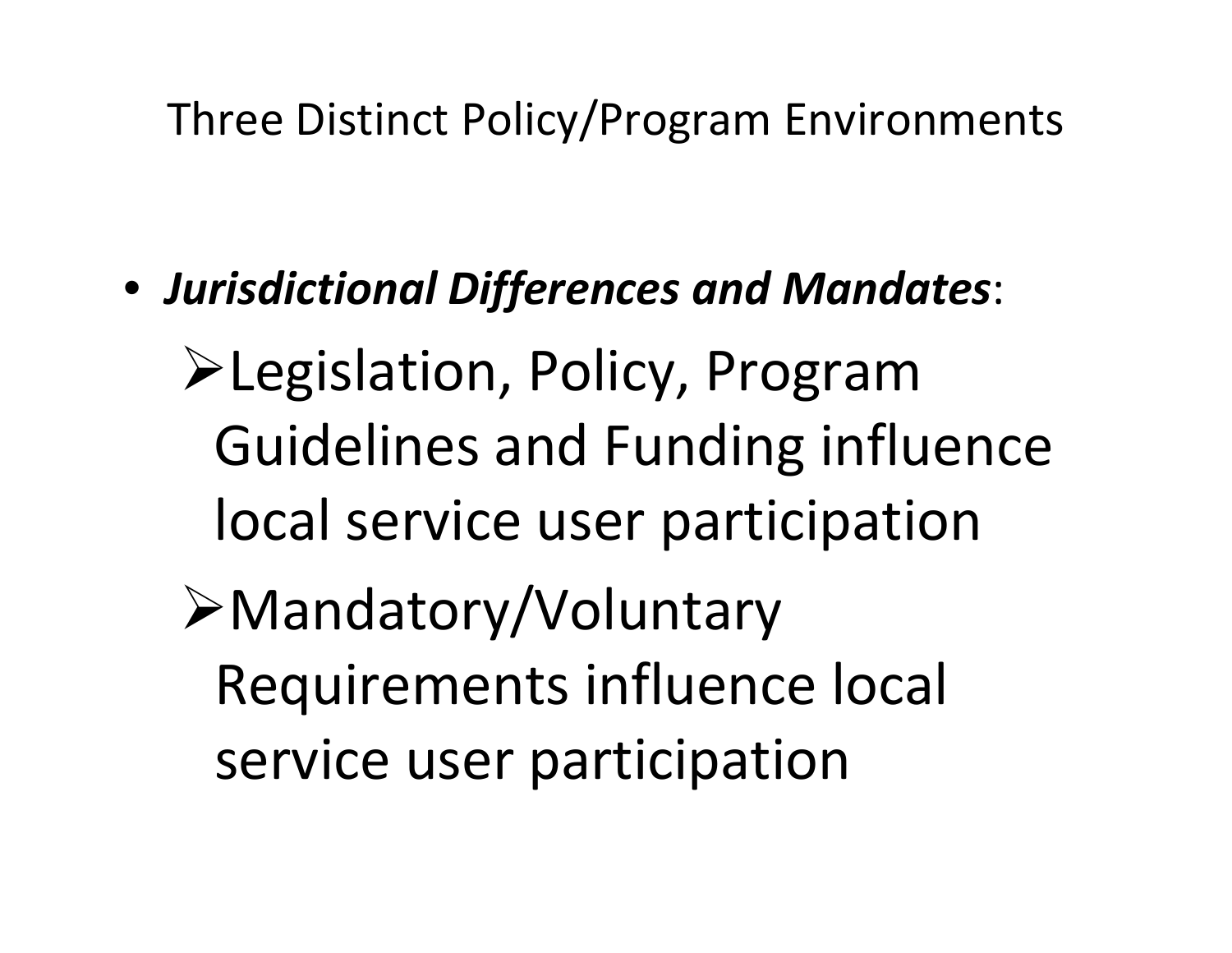# Three Distinct Policy/Program Environments

- ***Jurisdictional Differences and Mandates***:
  - Legislation, Policy, Program Guidelines and Funding influence local service user participation
  - Mandatory/Voluntary Requirements influence local service user participation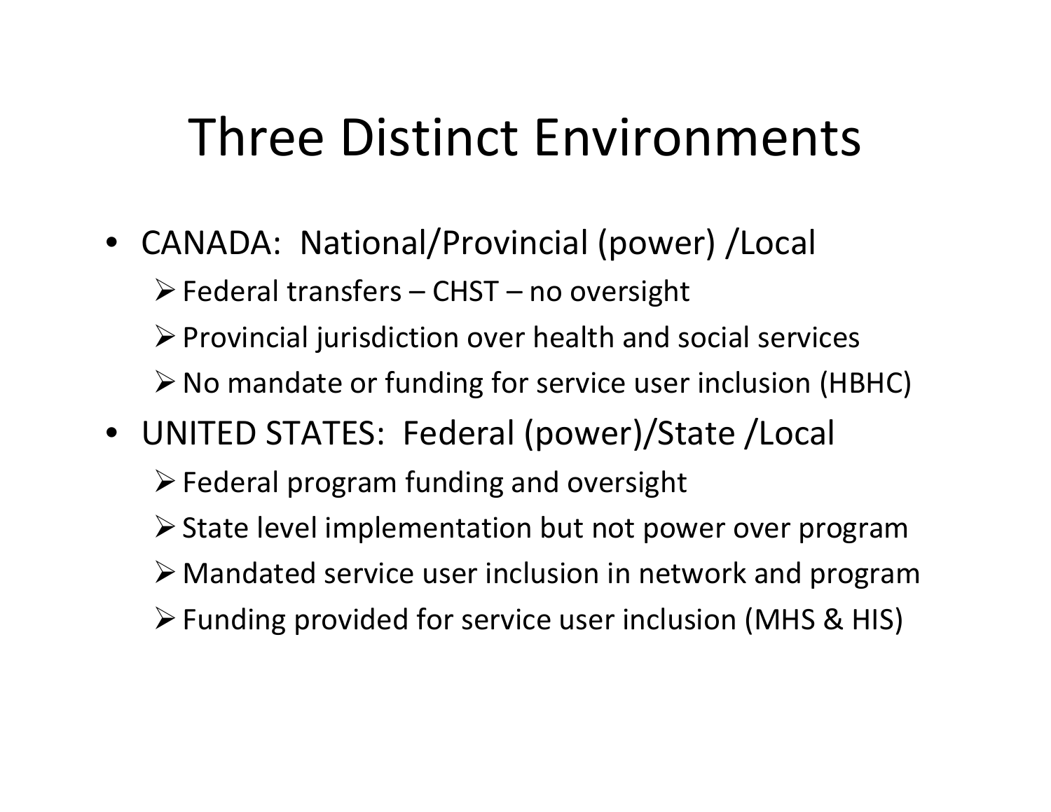# Three Distinct Environments

- CANADA: National/Provincial (power) /Local
  - Federal transfers – CHST – no oversight
  - Provincial jurisdiction over health and social services
  - No mandate or funding for service user inclusion (HBHC)
- UNITED STATES: Federal (power)/State /Local
  - Federal program funding and oversight
  - State level implementation but not power over program
  - Mandated service user inclusion in network and program
  - Funding provided for service user inclusion (MHS & HIS)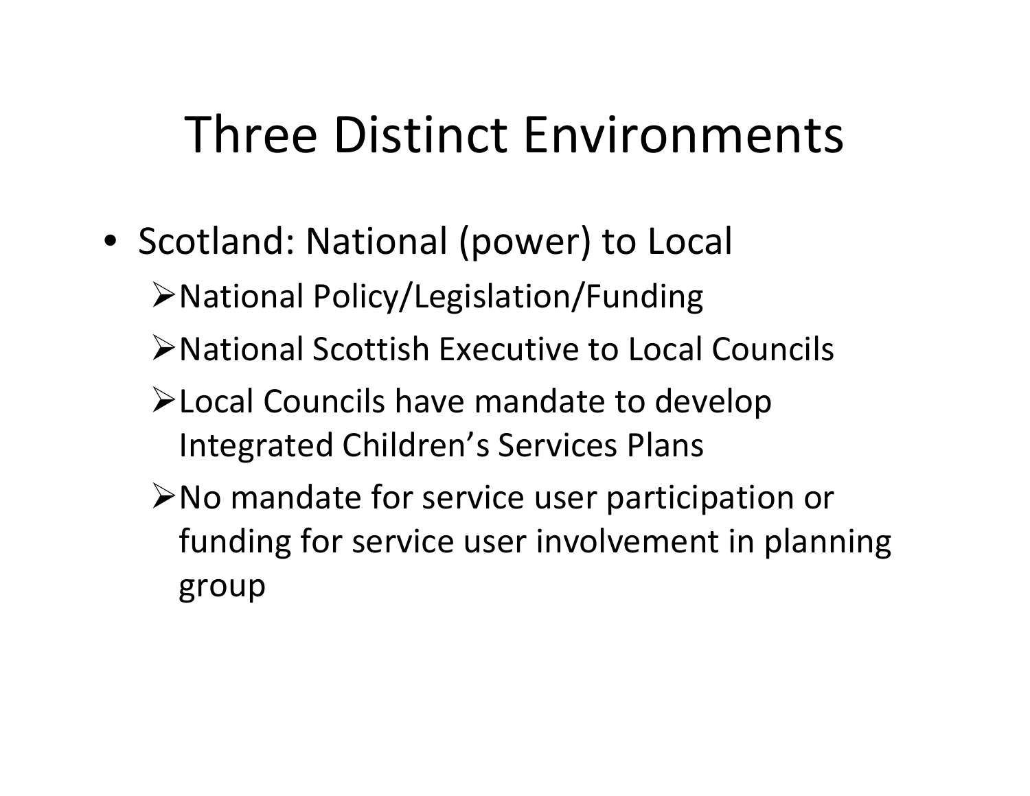# Three Distinct Environments

- Scotland: National (power) to Local
  - National Policy/Legislation/Funding
  - National Scottish Executive to Local Councils
  - Local Councils have mandate to develop Integrated Children's Services Plans
  - No mandate for service user participation or funding for service user involvement in planning group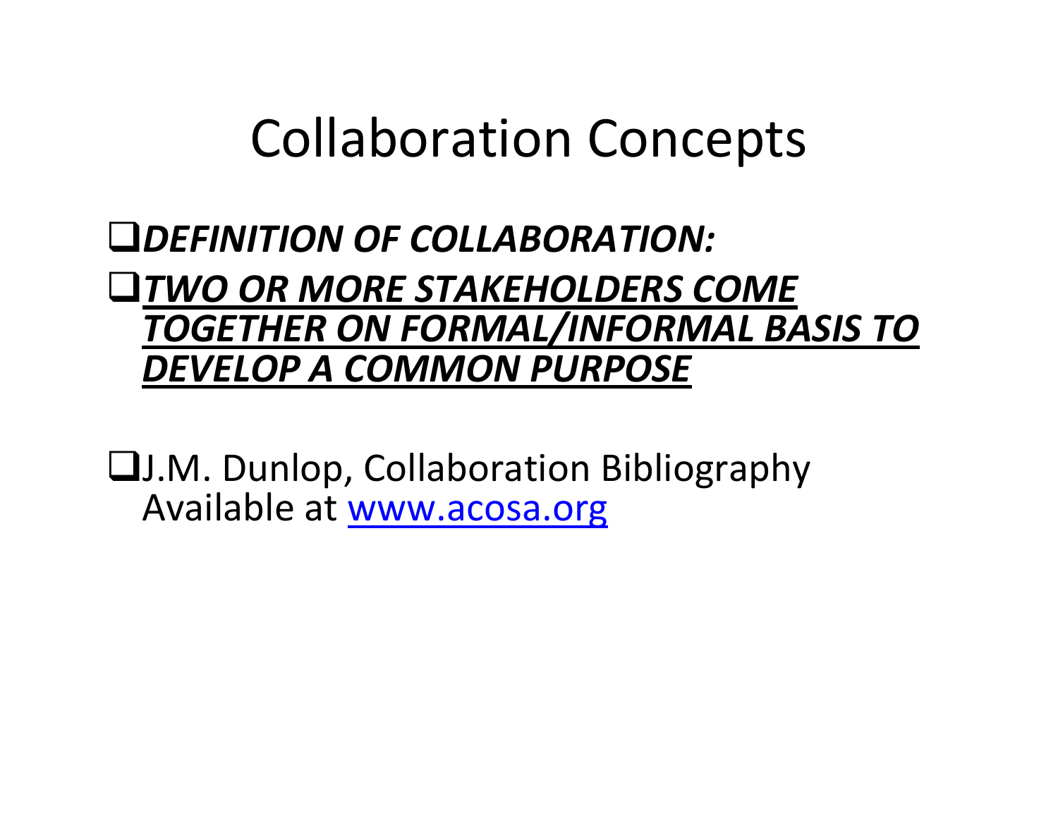# Collaboration Concepts

- ***DEFINITION OF COLLABORATION:***
- ***<u>TWO OR MORE STAKEHOLDERS COME TOGETHER ON FORMAL/INFORMAL BASIS TO DEVELOP A COMMON PURPOSE</u>***

- J.M. Dunlop, Collaboration Bibliography Available at [www.acosa.org](http://www.acosa.org)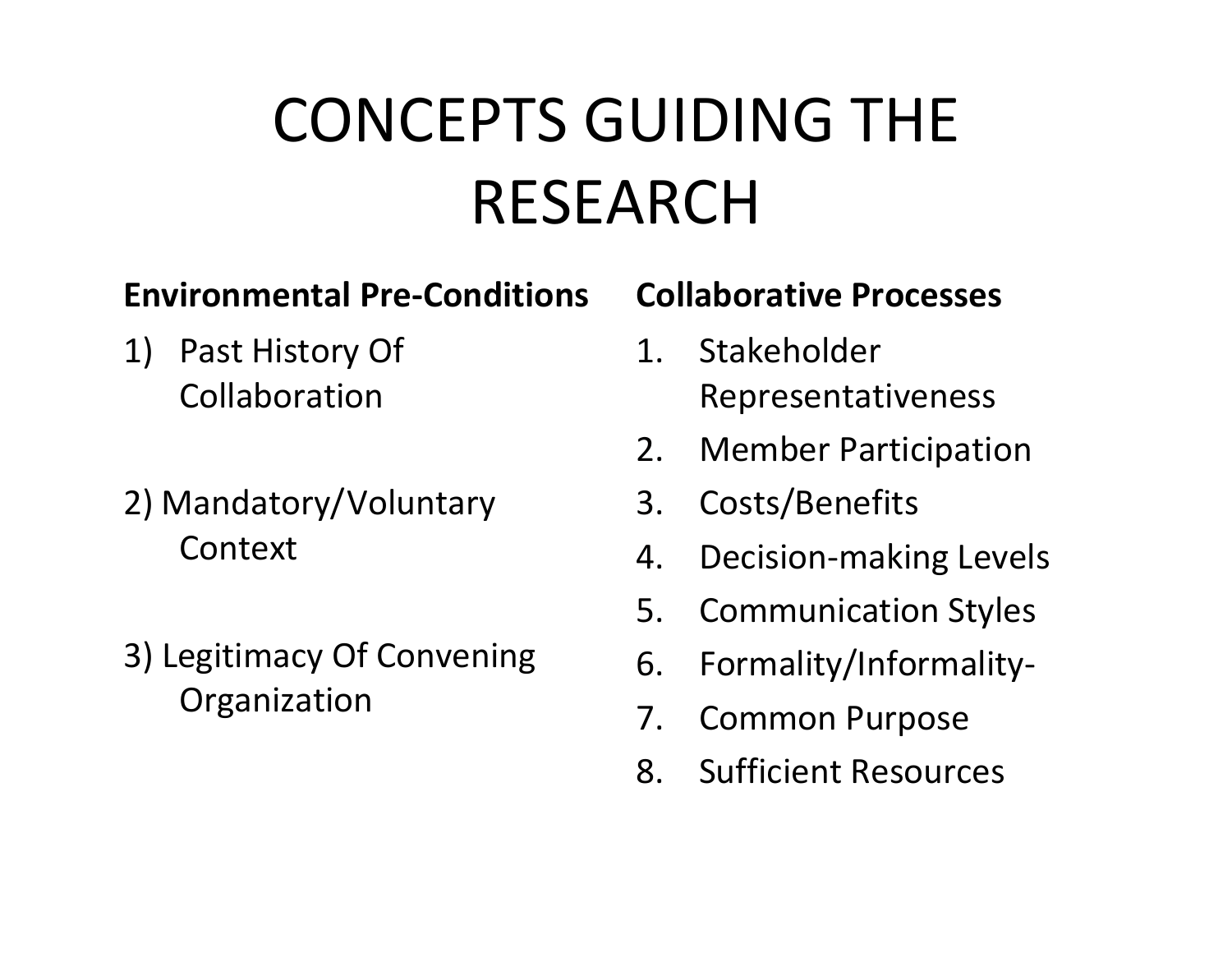# CONCEPTS GUIDING THE RESEARCH

**Environmental Pre-Conditions**

1) Past History Of Collaboration
2) Mandatory/Voluntary Context
3) Legitimacy Of Convening Organization

**Collaborative Processes**

1. Stakeholder Representativeness
2. Member Participation
3. Costs/Benefits
4. Decision-making Levels
5. Communication Styles
6. Formality/Informality-
7. Common Purpose
8. Sufficient Resources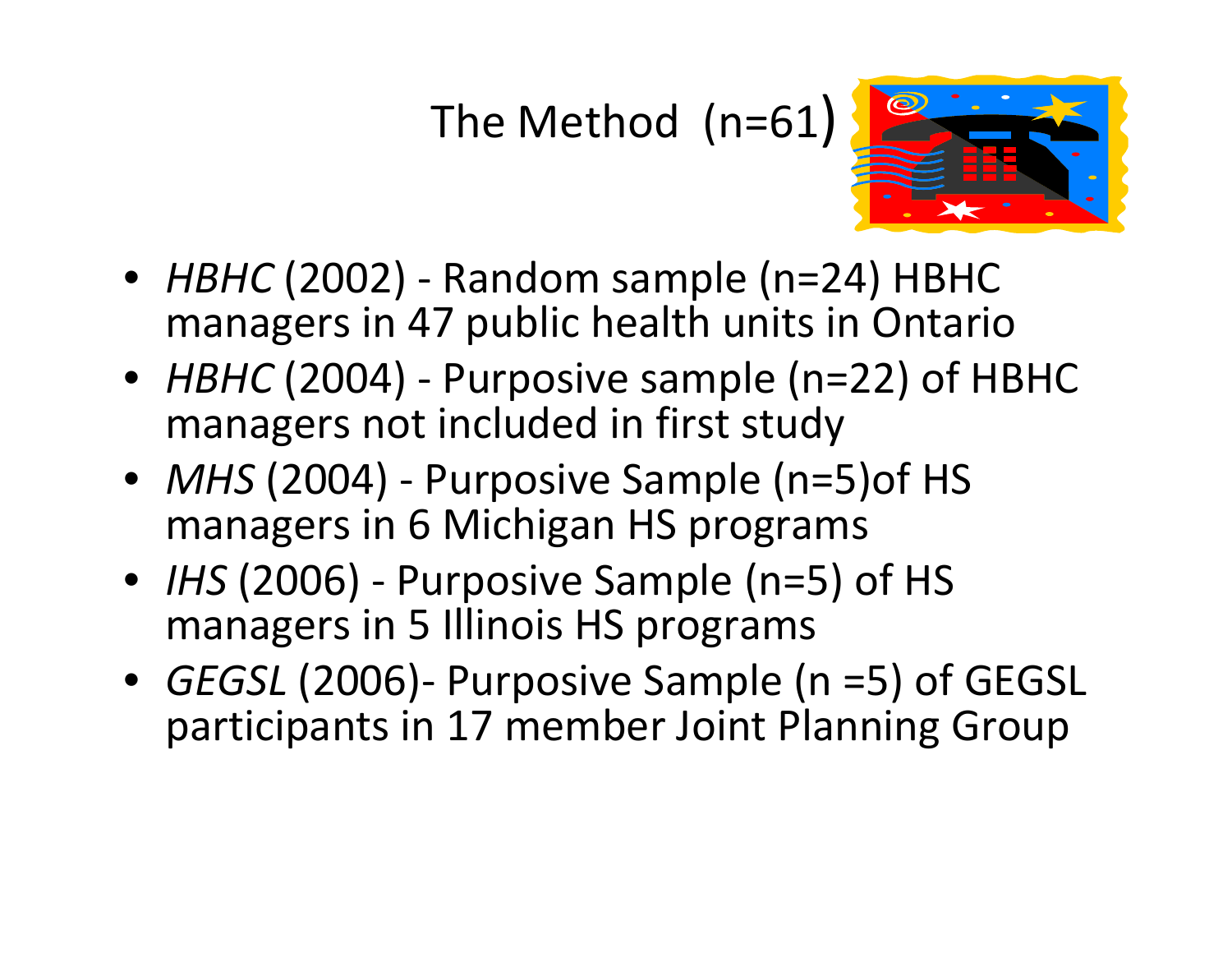# The Method (n=61)

- *HBHC* (2002) - Random sample (n=24) HBHC managers in 47 public health units in Ontario
- *HBHC* (2004) - Purposive sample (n=22) of HBHC managers not included in first study
- *MHS* (2004) - Purposive Sample (n=5)of HS managers in 6 Michigan HS programs
- *IHS* (2006) - Purposive Sample (n=5) of HS managers in 5 Illinois HS programs
- *GEGSL* (2006)- Purposive Sample (n =5) of GEGSL participants in 17 member Joint Planning Group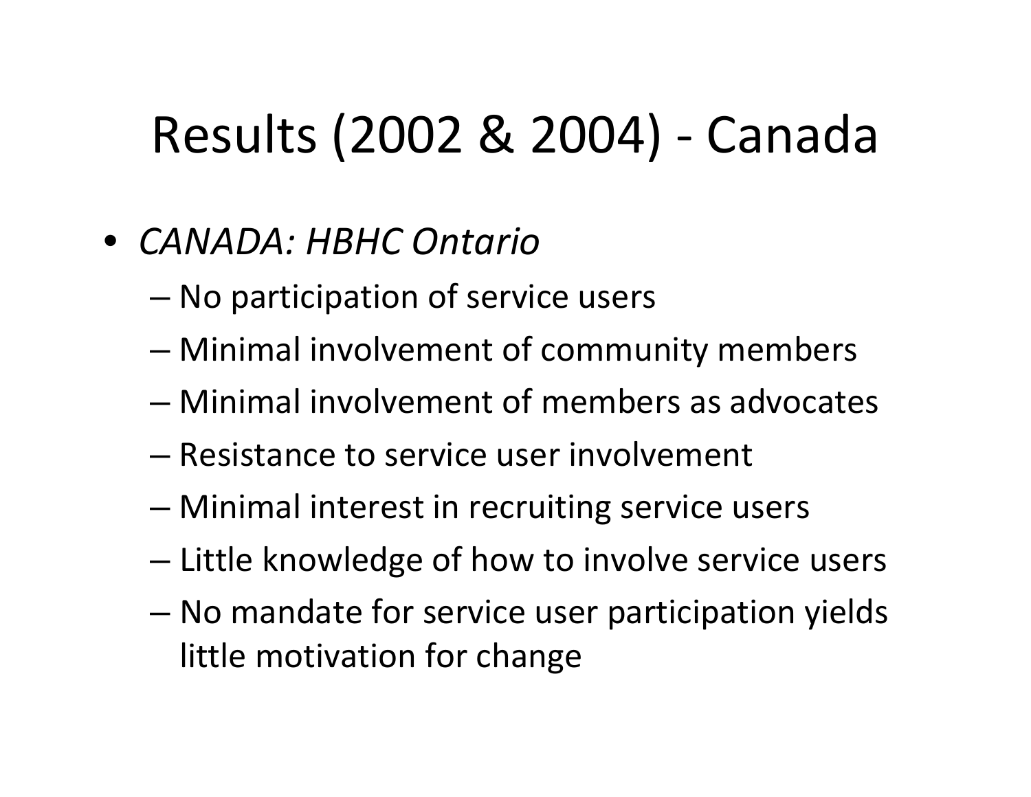# Results (2002 & 2004) - Canada

- *CANADA: HBHC Ontario*
  - No participation of service users
  - Minimal involvement of community members
  - Minimal involvement of members as advocates
  - Resistance to service user involvement
  - Minimal interest in recruiting service users
  - Little knowledge of how to involve service users
  - No mandate for service user participation yields little motivation for change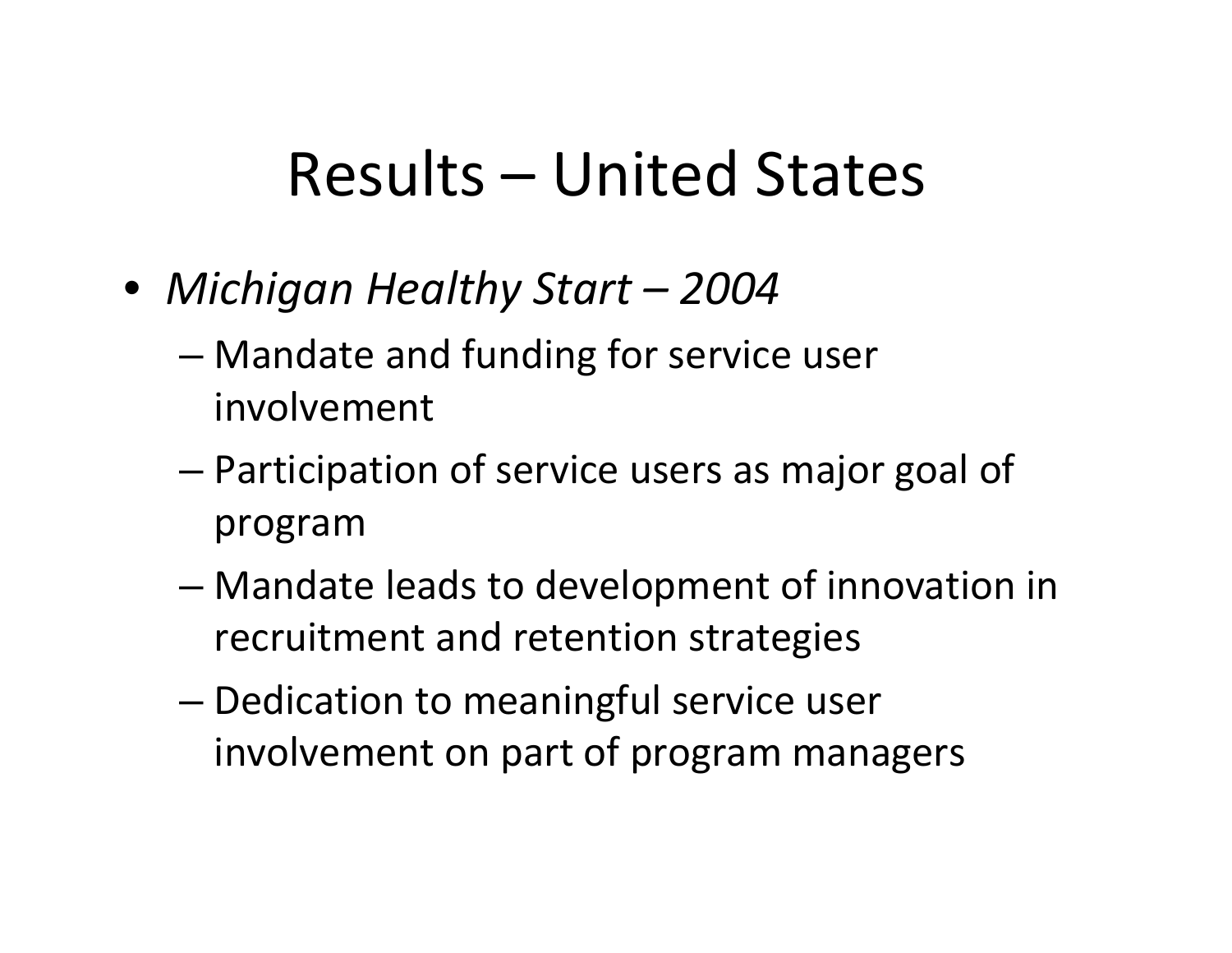# Results – United States

- *Michigan Healthy Start – 2004*
  - Mandate and funding for service user involvement
  - Participation of service users as major goal of program
  - Mandate leads to development of innovation in recruitment and retention strategies
  - Dedication to meaningful service user involvement on part of program managers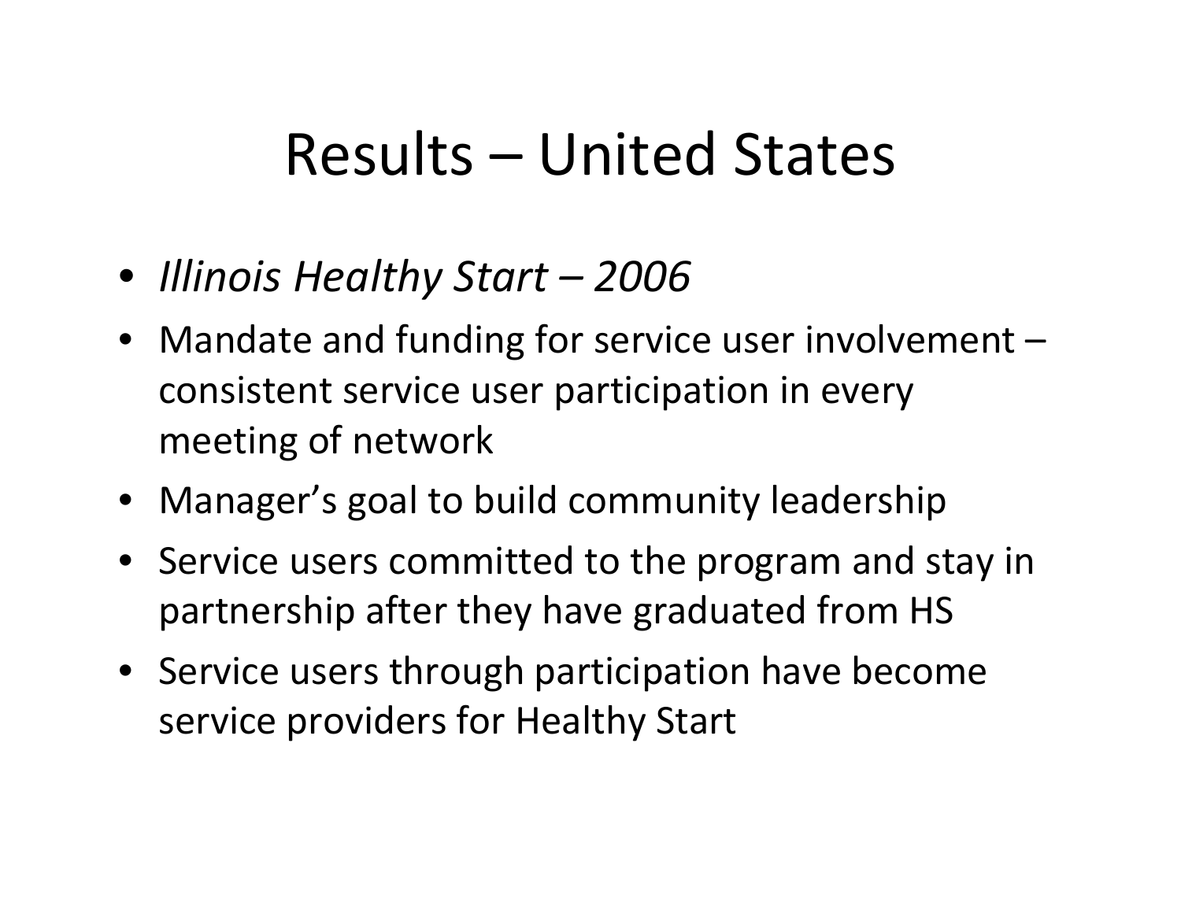# Results – United States

- *Illinois Healthy Start – 2006*
- Mandate and funding for service user involvement – consistent service user participation in every meeting of network
- Manager's goal to build community leadership
- Service users committed to the program and stay in partnership after they have graduated from HS
- Service users through participation have become service providers for Healthy Start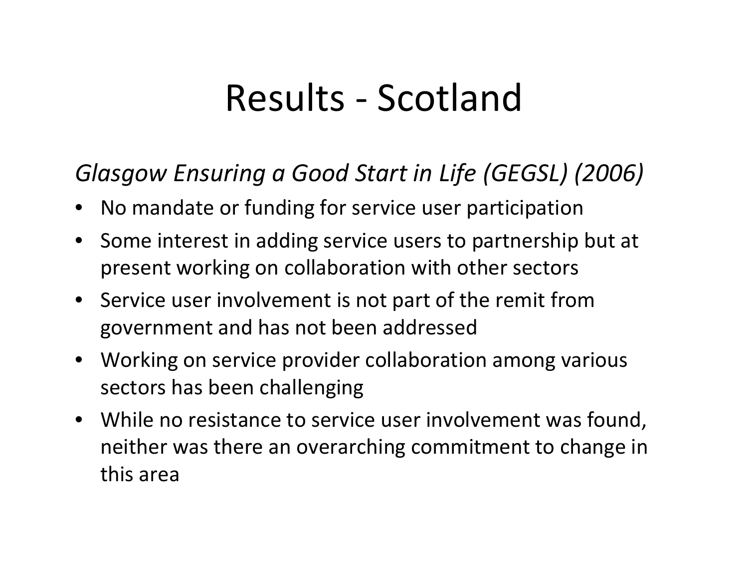# Results - Scotland

*Glasgow Ensuring a Good Start in Life (GEGSL) (2006)*

- No mandate or funding for service user participation
- Some interest in adding service users to partnership but at present working on collaboration with other sectors
- Service user involvement is not part of the remit from government and has not been addressed
- Working on service provider collaboration among various sectors has been challenging
- While no resistance to service user involvement was found, neither was there an overarching commitment to change in this area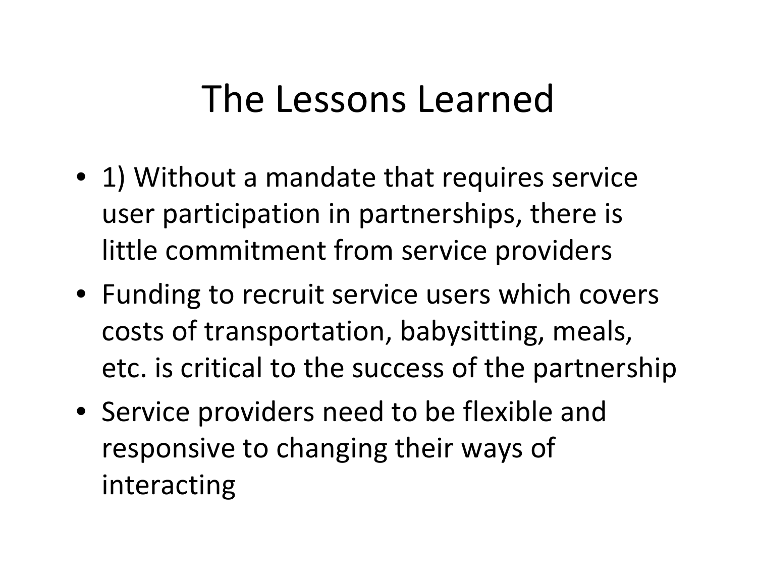# The Lessons Learned

- 1) Without a mandate that requires service user participation in partnerships, there is little commitment from service providers
- Funding to recruit service users which covers costs of transportation, babysitting, meals, etc. is critical to the success of the partnership
- Service providers need to be flexible and responsive to changing their ways of interacting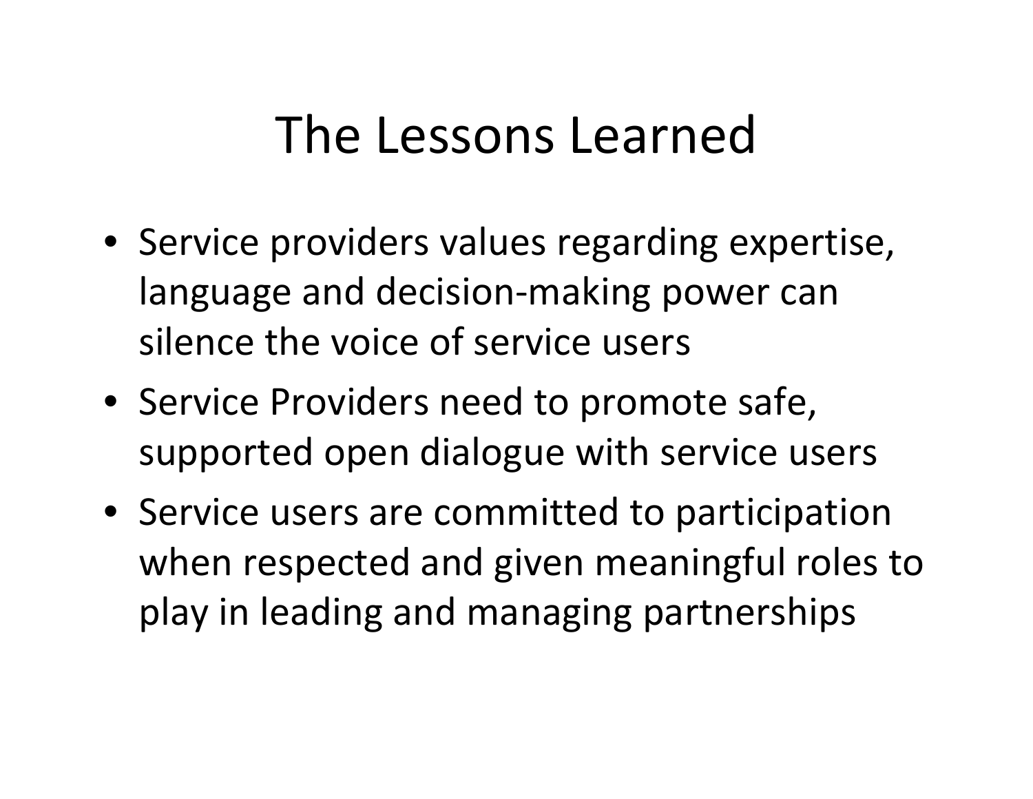# The Lessons Learned

- Service providers values regarding expertise, language and decision-making power can silence the voice of service users
- Service Providers need to promote safe, supported open dialogue with service users
- Service users are committed to participation when respected and given meaningful roles to play in leading and managing partnerships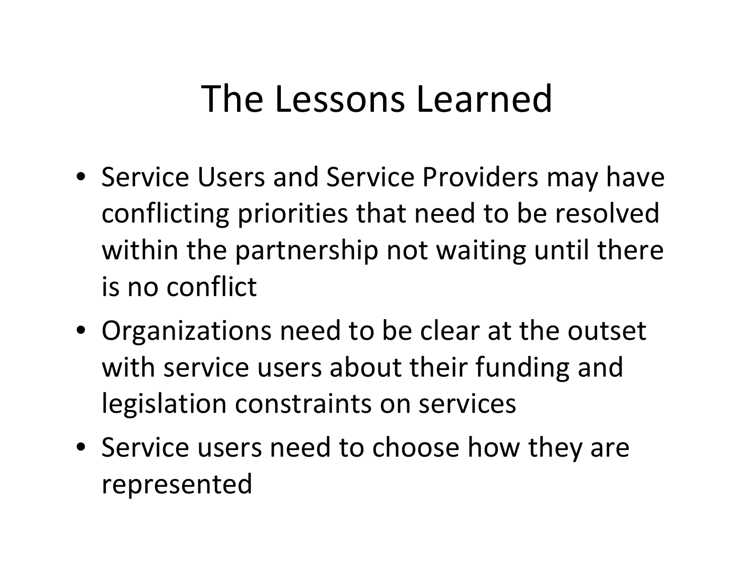# The Lessons Learned

- Service Users and Service Providers may have conflicting priorities that need to be resolved within the partnership not waiting until there is no conflict
- Organizations need to be clear at the outset with service users about their funding and legislation constraints on services
- Service users need to choose how they are represented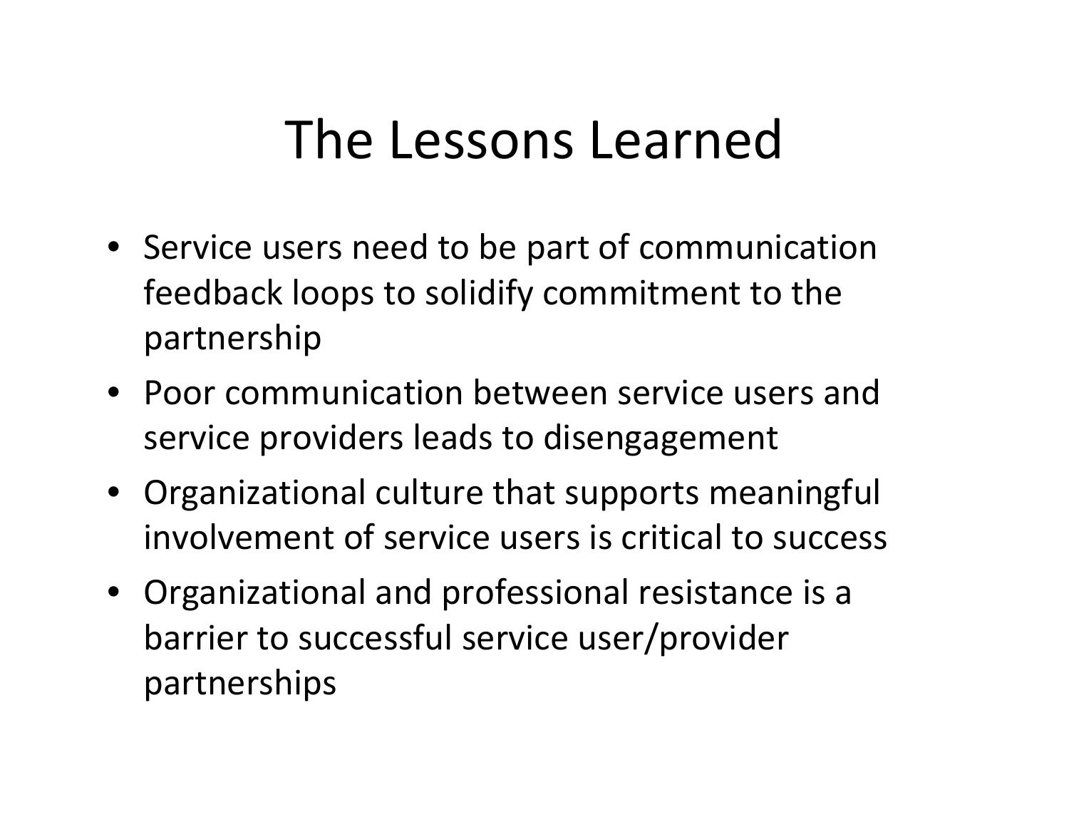# The Lessons Learned

- Service users need to be part of communication feedback loops to solidify commitment to the partnership
- Poor communication between service users and service providers leads to disengagement
- Organizational culture that supports meaningful involvement of service users is critical to success
- Organizational and professional resistance is a barrier to successful service user/provider partnerships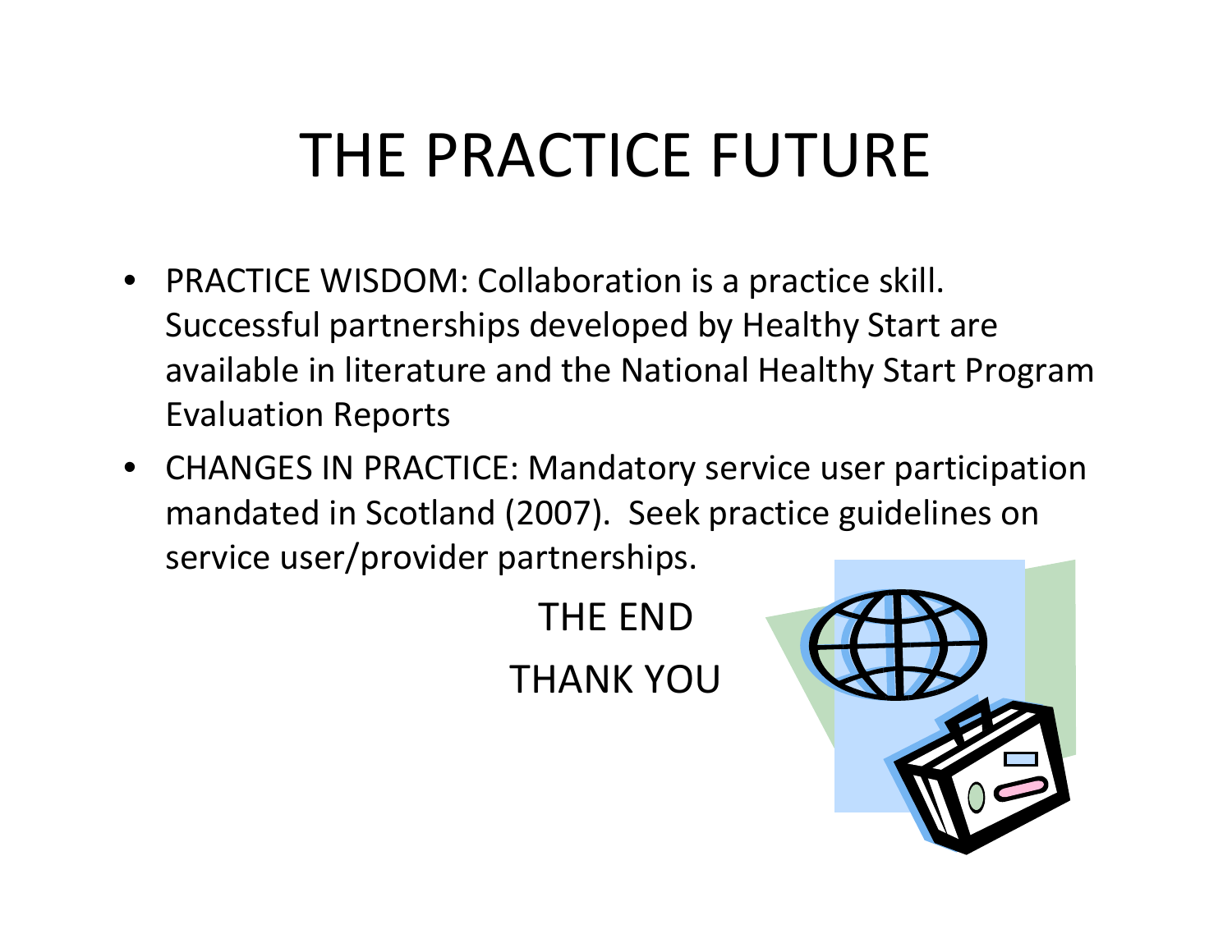# THE PRACTICE FUTURE

- PRACTICE WISDOM: Collaboration is a practice skill. Successful partnerships developed by Healthy Start are available in literature and the National Healthy Start Program Evaluation Reports
- CHANGES IN PRACTICE: Mandatory service user participation mandated in Scotland (2007). Seek practice guidelines on service user/provider partnerships.

THE END

THANK YOU